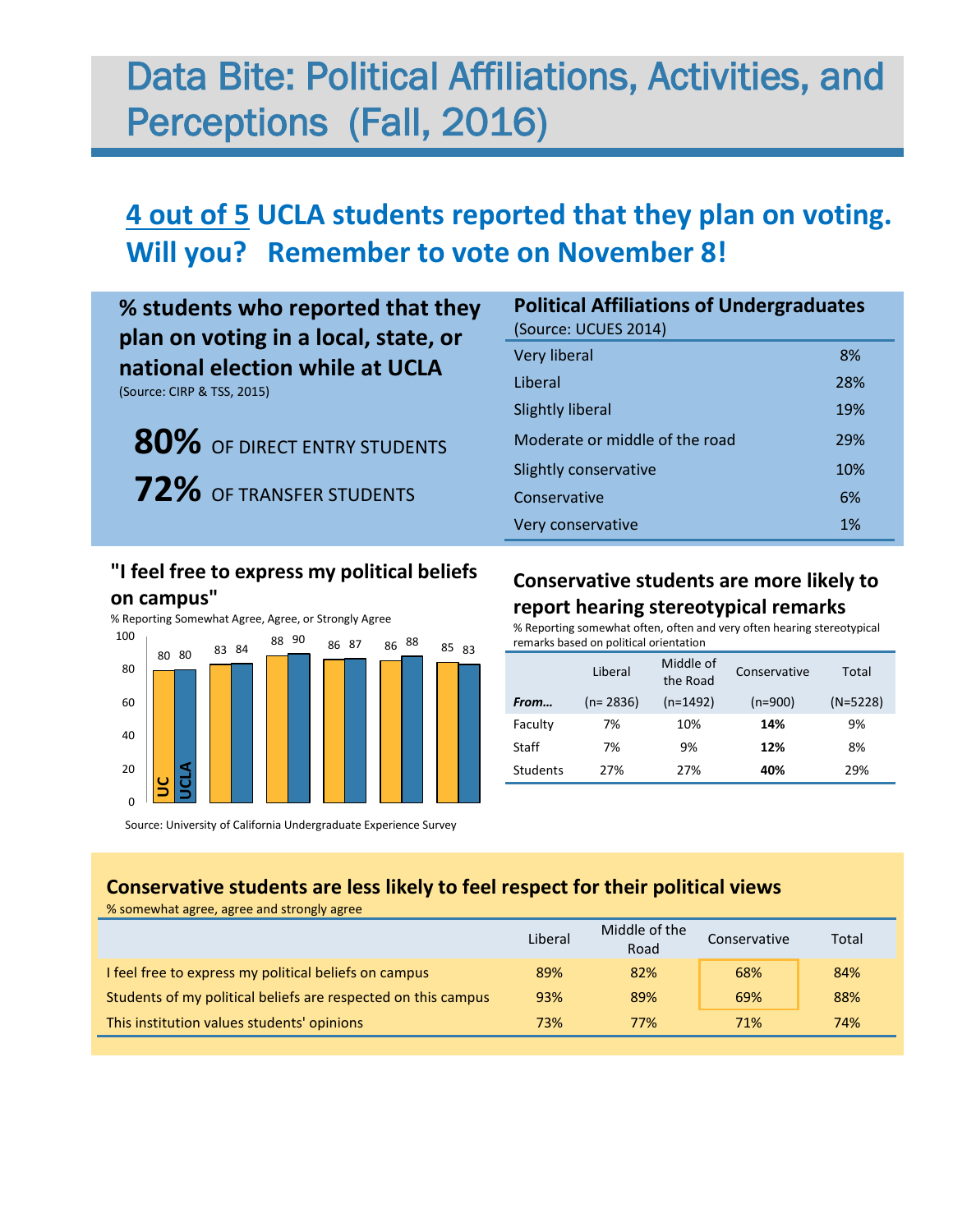# Data Bite: Political Affiliations, Activities, and Perceptions (Fall, 2016)

## 4 out of 5 UCLA students reported that they plan on voting. Will you? Remember to vote on November 8!

### % students who reported that they plan on voting in a local, state, or national election while at UCLA

(Source: CIRP & TSS, 2015)

**80%** OF DIRECT ENTRY STUDENTS

**72%** OF TRANSFER STUDENTS

### Political Affiliations of Undergraduates

(Source: UCUES 2014)

| | |
|---|---|
| Very liberal | 8% |
| Liberal | 28% |
| Slightly liberal | 19% |
| Moderate or middle of the road | 29% |
| Slightly conservative | 10% |
| Conservative | 6% |
| Very conservative | 1% |

### "I feel free to express my political beliefs on campus"

% Reporting Somewhat Agree, Agree, or Strongly Agree

| UC | UCLA |
|---|---|
| 80 | 80 |
| 83 | 84 |
| 88 | 90 |
| 86 | 87 |
| 86 | 88 |
| 85 | 83 |

Source: University of California Undergraduate Experience Survey

### Conservative students are more likely to report hearing stereotypical remarks

% Reporting somewhat often, often and very often hearing stereotypical remarks based on political orientation

| | Liberal | Middle of the Road | Conservative | Total |
|---|---|---|---|---|
| *From…* | (n= 2836) | (n=1492) | (n=900) | (N=5228) |
| Faculty | 7% | 10% | **14%** | 9% |
| Staff | 7% | 9% | **12%** | 8% |
| Students | 27% | 27% | **40%** | 29% |

### Conservative students are less likely to feel respect for their political views

% somewhat agree, agree and strongly agree

| | Liberal | Middle of the Road | Conservative | Total |
|---|---|---|---|---|
| I feel free to express my political beliefs on campus | 89% | 82% | 68% | 84% |
| Students of my political beliefs are respected on this campus | 93% | 89% | 69% | 88% |
| This institution values students' opinions | 73% | 77% | 71% | 74% |